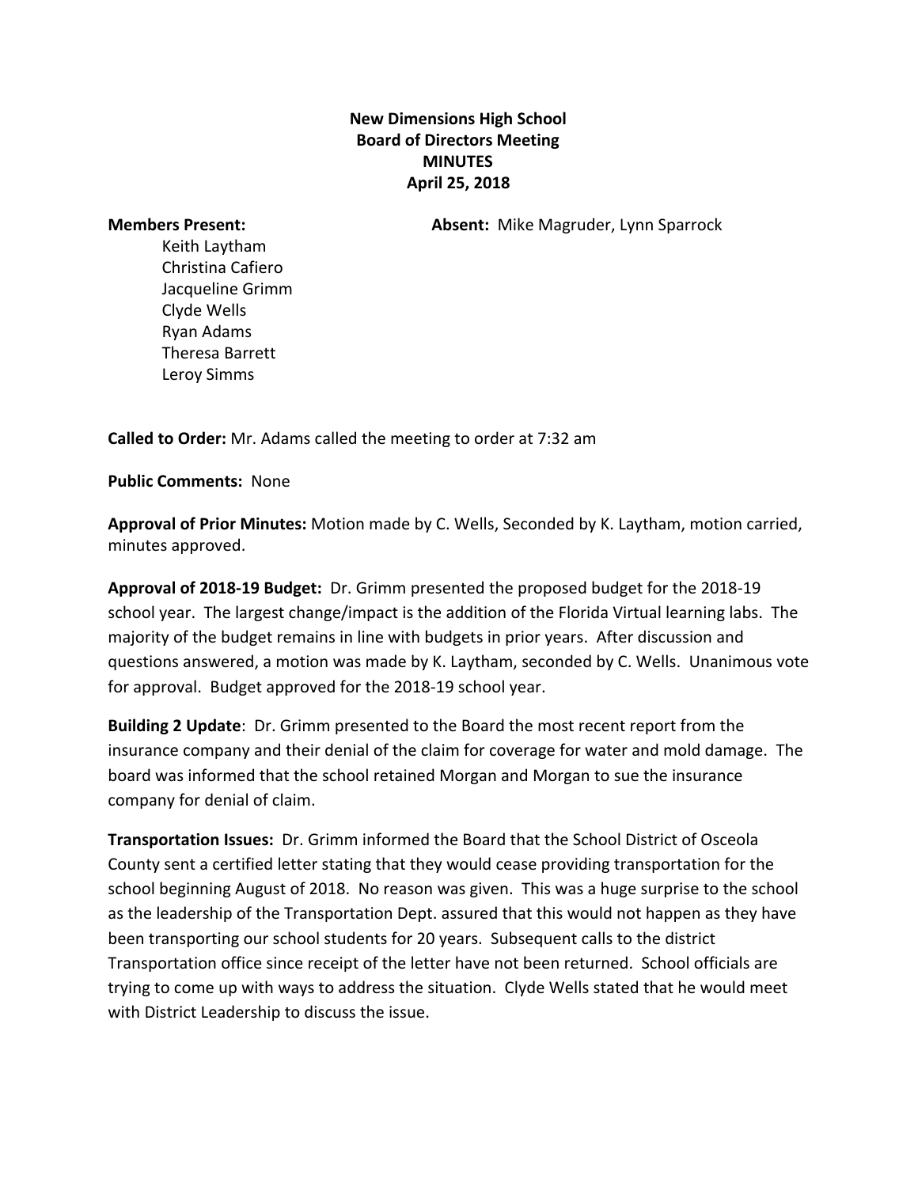**New Dimensions High School**
**Board of Directors Meeting**
**MINUTES**
**April 25, 2018**

**Members Present:**

Keith Laytham
Christina Cafiero
Jacqueline Grimm
Clyde Wells
Ryan Adams
Theresa Barrett
Leroy Simms

**Absent:** Mike Magruder, Lynn Sparrock

**Called to Order:** Mr. Adams called the meeting to order at 7:32 am

**Public Comments:** None

**Approval of Prior Minutes:** Motion made by C. Wells, Seconded by K. Laytham, motion carried, minutes approved.

**Approval of 2018-19 Budget:** Dr. Grimm presented the proposed budget for the 2018-19 school year. The largest change/impact is the addition of the Florida Virtual learning labs. The majority of the budget remains in line with budgets in prior years. After discussion and questions answered, a motion was made by K. Laytham, seconded by C. Wells. Unanimous vote for approval. Budget approved for the 2018-19 school year.

**Building 2 Update**: Dr. Grimm presented to the Board the most recent report from the insurance company and their denial of the claim for coverage for water and mold damage. The board was informed that the school retained Morgan and Morgan to sue the insurance company for denial of claim.

**Transportation Issues:** Dr. Grimm informed the Board that the School District of Osceola County sent a certified letter stating that they would cease providing transportation for the school beginning August of 2018. No reason was given. This was a huge surprise to the school as the leadership of the Transportation Dept. assured that this would not happen as they have been transporting our school students for 20 years. Subsequent calls to the district Transportation office since receipt of the letter have not been returned. School officials are trying to come up with ways to address the situation. Clyde Wells stated that he would meet with District Leadership to discuss the issue.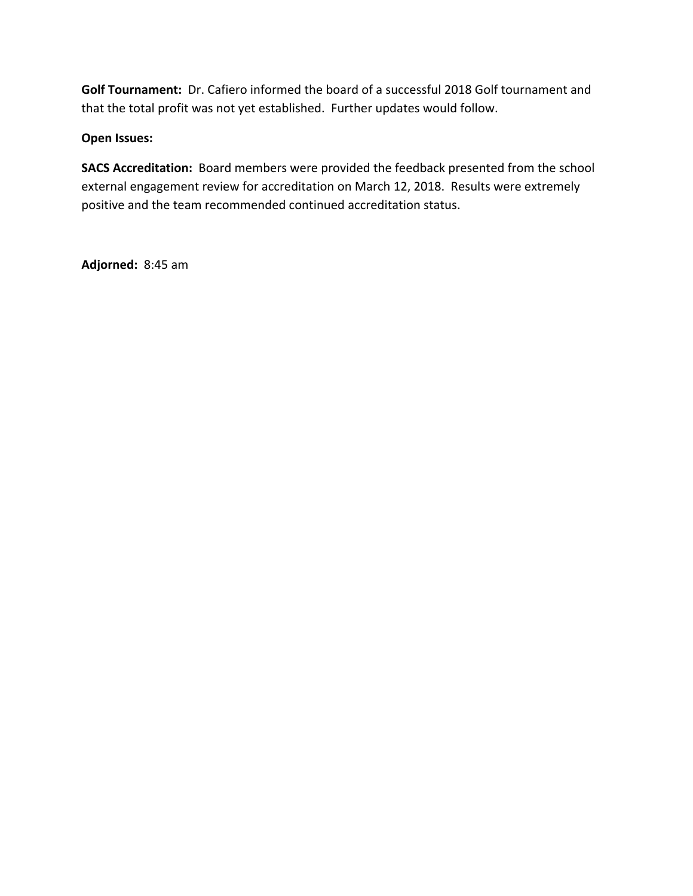**Golf Tournament:** Dr. Cafiero informed the board of a successful 2018 Golf tournament and that the total profit was not yet established. Further updates would follow.

**Open Issues:**

**SACS Accreditation:** Board members were provided the feedback presented from the school external engagement review for accreditation on March 12, 2018. Results were extremely positive and the team recommended continued accreditation status.

**Adjorned:** 8:45 am